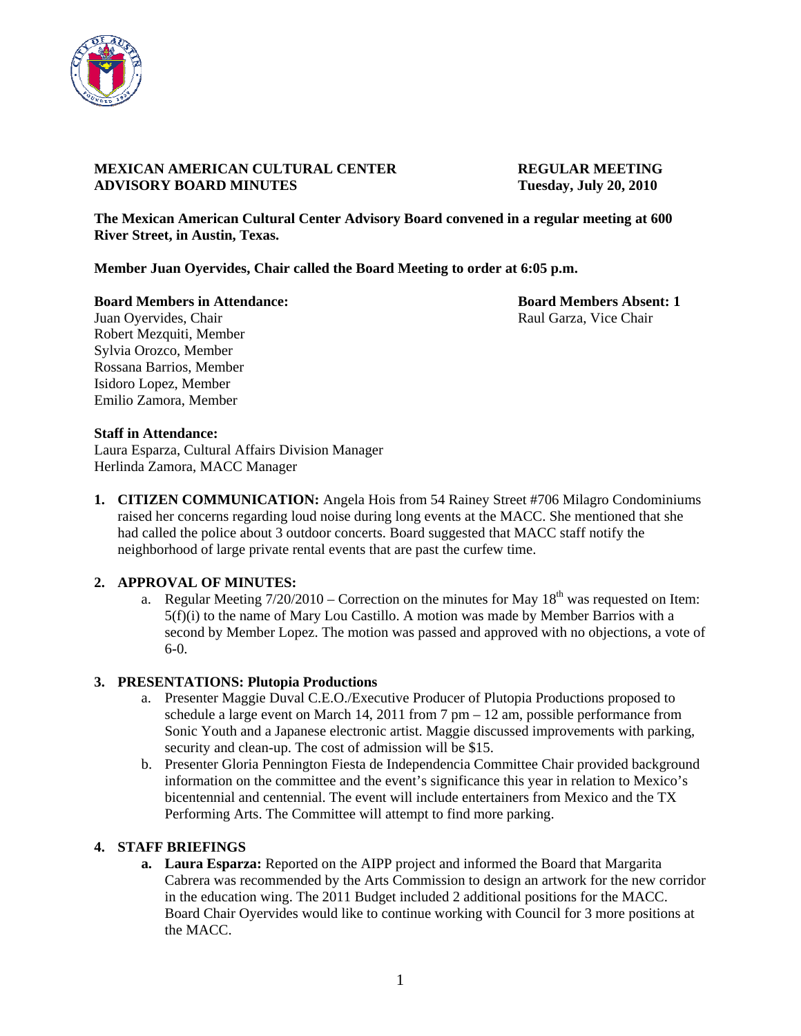**MEXICAN AMERICAN CULTURAL CENTER ADVISORY BOARD MINUTES**

**REGULAR MEETING Tuesday, July 20, 2010**

**The Mexican American Cultural Center Advisory Board convened in a regular meeting at 600 River Street, in Austin, Texas.**

**Member Juan Oyervides, Chair called the Board Meeting to order at 6:05 p.m.**

**Board Members in Attendance:**
Juan Oyervides, Chair
Robert Mezquiti, Member
Sylvia Orozco, Member
Rossana Barrios, Member
Isidoro Lopez, Member
Emilio Zamora, Member

**Board Members Absent: 1**
Raul Garza, Vice Chair

**Staff in Attendance:**
Laura Esparza, Cultural Affairs Division Manager
Herlinda Zamora, MACC Manager

1. **CITIZEN COMMUNICATION:** Angela Hois from 54 Rainey Street #706 Milagro Condominiums raised her concerns regarding loud noise during long events at the MACC. She mentioned that she had called the police about 3 outdoor concerts. Board suggested that MACC staff notify the neighborhood of large private rental events that are past the curfew time.

2. **APPROVAL OF MINUTES:**
   a. Regular Meeting 7/20/2010 – Correction on the minutes for May 18th was requested on Item: 5(f)(i) to the name of Mary Lou Castillo. A motion was made by Member Barrios with a second by Member Lopez. The motion was passed and approved with no objections, a vote of 6-0.

3. **PRESENTATIONS: Plutopia Productions**
   a. Presenter Maggie Duval C.E.O./Executive Producer of Plutopia Productions proposed to schedule a large event on March 14, 2011 from 7 pm – 12 am, possible performance from Sonic Youth and a Japanese electronic artist. Maggie discussed improvements with parking, security and clean-up. The cost of admission will be $15.
   b. Presenter Gloria Pennington Fiesta de Independencia Committee Chair provided background information on the committee and the event's significance this year in relation to Mexico's bicentennial and centennial. The event will include entertainers from Mexico and the TX Performing Arts. The Committee will attempt to find more parking.

4. **STAFF BRIEFINGS**
   a. **Laura Esparza:** Reported on the AIPP project and informed the Board that Margarita Cabrera was recommended by the Arts Commission to design an artwork for the new corridor in the education wing. The 2011 Budget included 2 additional positions for the MACC. Board Chair Oyervides would like to continue working with Council for 3 more positions at the MACC.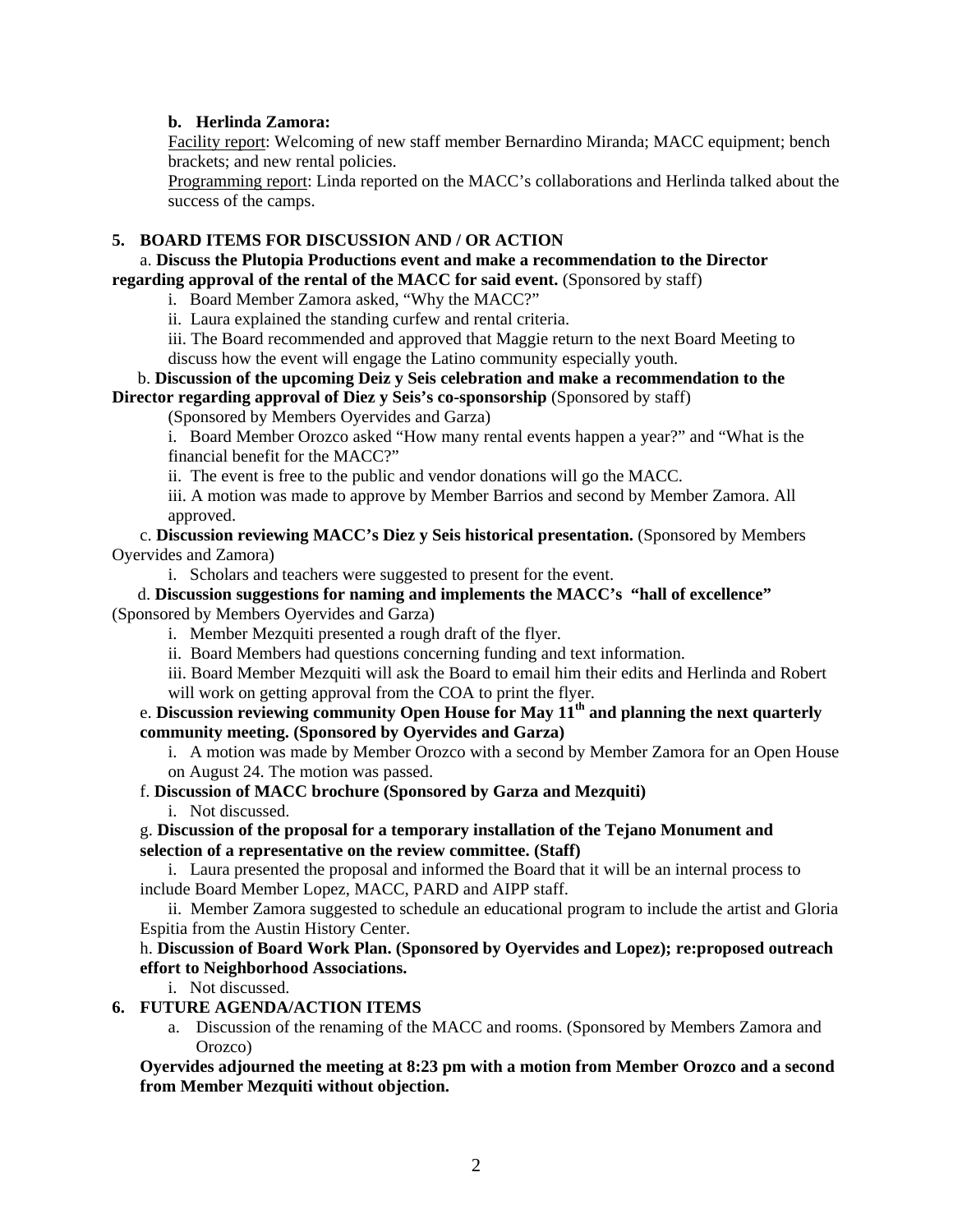**b. Herlinda Zamora:**

Facility report: Welcoming of new staff member Bernardino Miranda; MACC equipment; bench brackets; and new rental policies.

Programming report: Linda reported on the MACC's collaborations and Herlinda talked about the success of the camps.

**5. BOARD ITEMS FOR DISCUSSION AND / OR ACTION**

a. **Discuss the Plutopia Productions event and make a recommendation to the Director regarding approval of the rental of the MACC for said event.** (Sponsored by staff)

i. Board Member Zamora asked, "Why the MACC?"

ii. Laura explained the standing curfew and rental criteria.

iii. The Board recommended and approved that Maggie return to the next Board Meeting to discuss how the event will engage the Latino community especially youth.

b. **Discussion of the upcoming Deiz y Seis celebration and make a recommendation to the Director regarding approval of Diez y Seis's co-sponsorship** (Sponsored by staff) (Sponsored by Members Oyervides and Garza)

i. Board Member Orozco asked "How many rental events happen a year?" and "What is the financial benefit for the MACC?"

ii. The event is free to the public and vendor donations will go the MACC.

iii. A motion was made to approve by Member Barrios and second by Member Zamora. All approved.

c. **Discussion reviewing MACC's Diez y Seis historical presentation.** (Sponsored by Members Oyervides and Zamora)

i. Scholars and teachers were suggested to present for the event.

d. **Discussion suggestions for naming and implements the MACC's "hall of excellence"** (Sponsored by Members Oyervides and Garza)

i. Member Mezquiti presented a rough draft of the flyer.

ii. Board Members had questions concerning funding and text information.

iii. Board Member Mezquiti will ask the Board to email him their edits and Herlinda and Robert will work on getting approval from the COA to print the flyer.

e. **Discussion reviewing community Open House for May 11th and planning the next quarterly community meeting. (Sponsored by Oyervides and Garza)**

i. A motion was made by Member Orozco with a second by Member Zamora for an Open House on August 24. The motion was passed.

f. **Discussion of MACC brochure (Sponsored by Garza and Mezquiti)**

i. Not discussed.

g. **Discussion of the proposal for a temporary installation of the Tejano Monument and selection of a representative on the review committee. (Staff)**

i. Laura presented the proposal and informed the Board that it will be an internal process to include Board Member Lopez, MACC, PARD and AIPP staff.

ii. Member Zamora suggested to schedule an educational program to include the artist and Gloria Espitia from the Austin History Center.

h. **Discussion of Board Work Plan. (Sponsored by Oyervides and Lopez); re:proposed outreach effort to Neighborhood Associations.**

i. Not discussed.

**6. FUTURE AGENDA/ACTION ITEMS**

a. Discussion of the renaming of the MACC and rooms. (Sponsored by Members Zamora and Orozco)

**Oyervides adjourned the meeting at 8:23 pm with a motion from Member Orozco and a second from Member Mezquiti without objection.**